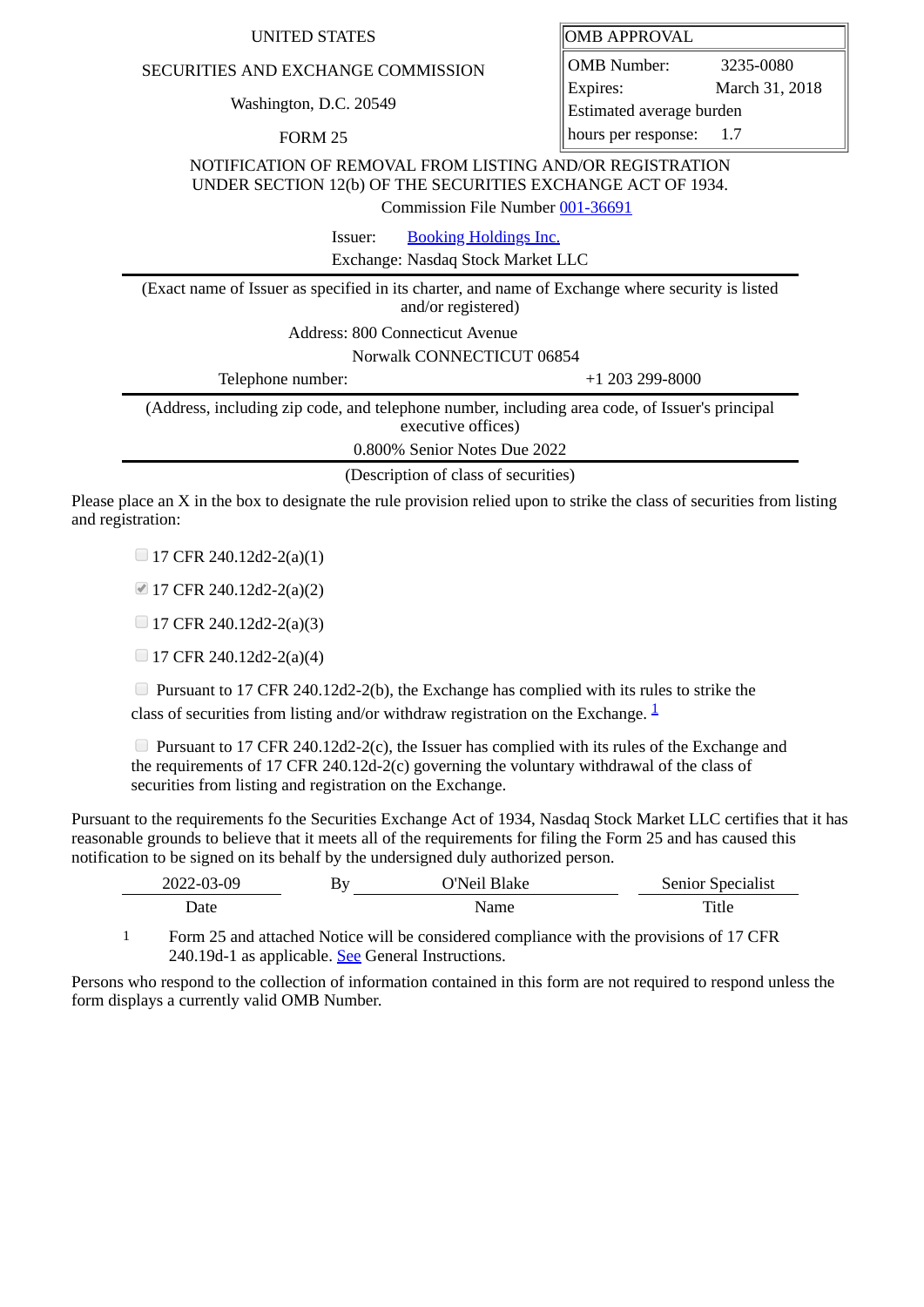UNITED STATES

SECURITIES AND EXCHANGE COMMISSION

Washington, D.C. 20549

FORM 25

| OMB APPROVAL | |
|---|---|
| OMB Number: | 3235-0080 |
| Expires: | March 31, 2018 |
| Estimated average burden hours per response: | 1.7 |

NOTIFICATION OF REMOVAL FROM LISTING AND/OR REGISTRATION UNDER SECTION 12(b) OF THE SECURITIES EXCHANGE ACT OF 1934.

Commission File Number 001-36691

Issuer: Booking Holdings Inc.

Exchange: Nasdaq Stock Market LLC

(Exact name of Issuer as specified in its charter, and name of Exchange where security is listed and/or registered)

Address: 800 Connecticut Avenue

Norwalk CONNECTICUT 06854

Telephone number: +1 203 299-8000

(Address, including zip code, and telephone number, including area code, of Issuer's principal executive offices)

0.800% Senior Notes Due 2022

(Description of class of securities)

Please place an X in the box to designate the rule provision relied upon to strike the class of securities from listing and registration:

- [ ] 17 CFR 240.12d2-2(a)(1)
- [x] 17 CFR 240.12d2-2(a)(2)
- [ ] 17 CFR 240.12d2-2(a)(3)
- [ ] 17 CFR 240.12d2-2(a)(4)
- [ ] Pursuant to 17 CFR 240.12d2-2(b), the Exchange has complied with its rules to strike the class of securities from listing and/or withdraw registration on the Exchange. [1]
- [ ] Pursuant to 17 CFR 240.12d2-2(c), the Issuer has complied with its rules of the Exchange and the requirements of 17 CFR 240.12d-2(c) governing the voluntary withdrawal of the class of securities from listing and registration on the Exchange.

Pursuant to the requirements fo the Securities Exchange Act of 1934, Nasdaq Stock Market LLC certifies that it has reasonable grounds to believe that it meets all of the requirements for filing the Form 25 and has caused this notification to be signed on its behalf by the undersigned duly authorized person.

| 2022-03-09 | By | O'Neil Blake | Senior Specialist |
|---|---|---|---|
| Date | | Name | Title |

1 Form 25 and attached Notice will be considered compliance with the provisions of 17 CFR 240.19d-1 as applicable. See General Instructions.

Persons who respond to the collection of information contained in this form are not required to respond unless the form displays a currently valid OMB Number.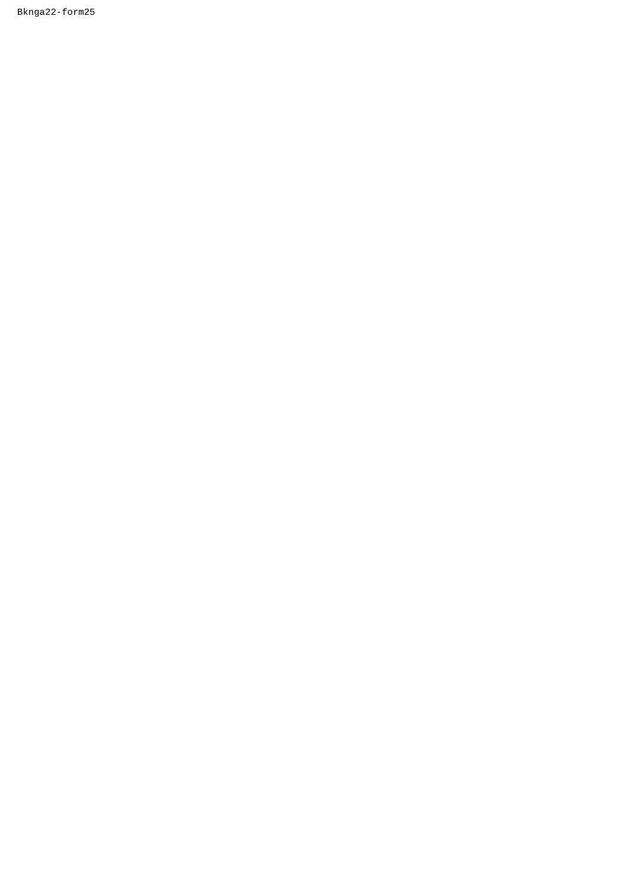Bknga22-form25